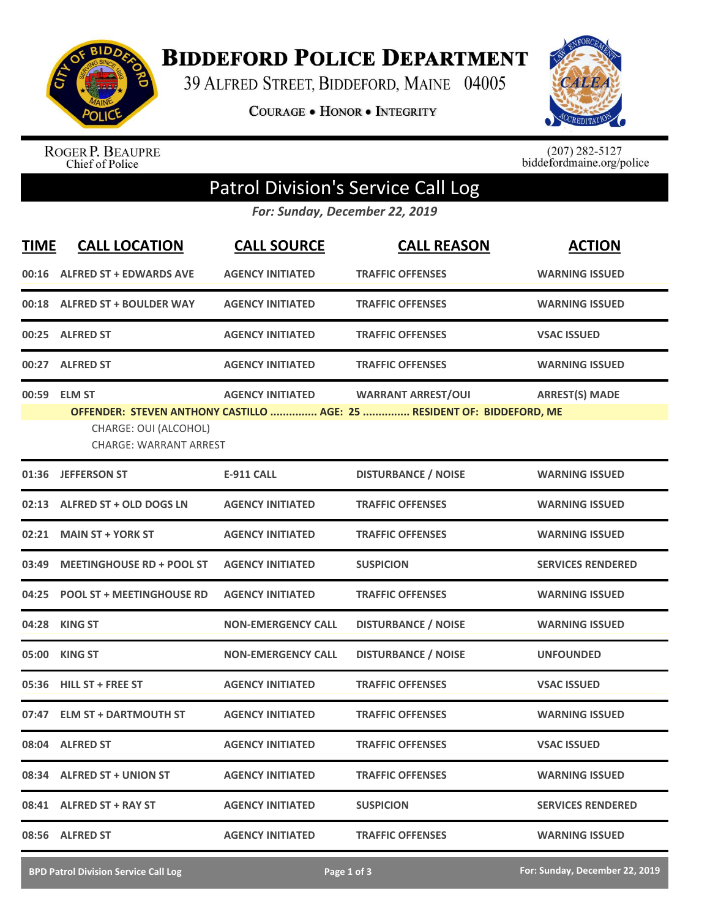# BIDDEFORD POLICE DEPARTMENT

39 ALFRED STREET, BIDDEFORD, MAINE 04005

COURAGE • HONOR • INTEGRITY

ROGER P. BEAUPRE
Chief of Police

(207) 282-5127
biddefordmaine.org/police

## Patrol Division's Service Call Log

*For: Sunday, December 22, 2019*

| TIME | CALL LOCATION | CALL SOURCE | CALL REASON | ACTION |
|---|---|---|---|---|
| 00:16 | ALFRED ST + EDWARDS AVE | AGENCY INITIATED | TRAFFIC OFFENSES | WARNING ISSUED |
| 00:18 | ALFRED ST + BOULDER WAY | AGENCY INITIATED | TRAFFIC OFFENSES | WARNING ISSUED |
| 00:25 | ALFRED ST | AGENCY INITIATED | TRAFFIC OFFENSES | VSAC ISSUED |
| 00:27 | ALFRED ST | AGENCY INITIATED | TRAFFIC OFFENSES | WARNING ISSUED |
| 00:59 | ELM ST | AGENCY INITIATED | WARRANT ARREST/OUI | ARREST(S) MADE |
| | OFFENDER: STEVEN ANTHONY CASTILLO ............... AGE: 25 ............... RESIDENT OF: BIDDEFORD, ME<br>CHARGE: OUI (ALCOHOL)<br>CHARGE: WARRANT ARREST | | | |
| 01:36 | JEFFERSON ST | E-911 CALL | DISTURBANCE / NOISE | WARNING ISSUED |
| 02:13 | ALFRED ST + OLD DOGS LN | AGENCY INITIATED | TRAFFIC OFFENSES | WARNING ISSUED |
| 02:21 | MAIN ST + YORK ST | AGENCY INITIATED | TRAFFIC OFFENSES | WARNING ISSUED |
| 03:49 | MEETINGHOUSE RD + POOL ST | AGENCY INITIATED | SUSPICION | SERVICES RENDERED |
| 04:25 | POOL ST + MEETINGHOUSE RD | AGENCY INITIATED | TRAFFIC OFFENSES | WARNING ISSUED |
| 04:28 | KING ST | NON-EMERGENCY CALL | DISTURBANCE / NOISE | WARNING ISSUED |
| 05:00 | KING ST | NON-EMERGENCY CALL | DISTURBANCE / NOISE | UNFOUNDED |
| 05:36 | HILL ST + FREE ST | AGENCY INITIATED | TRAFFIC OFFENSES | VSAC ISSUED |
| 07:47 | ELM ST + DARTMOUTH ST | AGENCY INITIATED | TRAFFIC OFFENSES | WARNING ISSUED |
| 08:04 | ALFRED ST | AGENCY INITIATED | TRAFFIC OFFENSES | VSAC ISSUED |
| 08:34 | ALFRED ST + UNION ST | AGENCY INITIATED | TRAFFIC OFFENSES | WARNING ISSUED |
| 08:41 | ALFRED ST + RAY ST | AGENCY INITIATED | SUSPICION | SERVICES RENDERED |
| 08:56 | ALFRED ST | AGENCY INITIATED | TRAFFIC OFFENSES | WARNING ISSUED |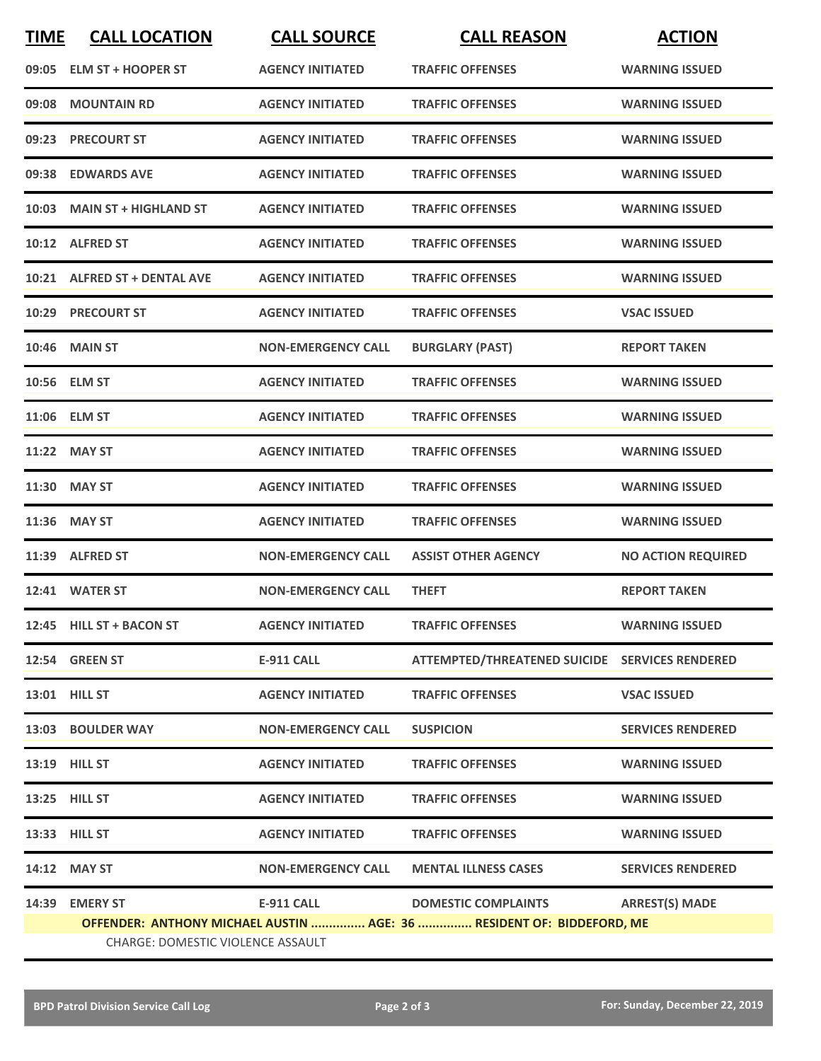| TIME | CALL LOCATION | CALL SOURCE | CALL REASON | ACTION |
|---|---|---|---|---|
| 09:05 | ELM ST + HOOPER ST | AGENCY INITIATED | TRAFFIC OFFENSES | WARNING ISSUED |
| 09:08 | MOUNTAIN RD | AGENCY INITIATED | TRAFFIC OFFENSES | WARNING ISSUED |
| 09:23 | PRECOURT ST | AGENCY INITIATED | TRAFFIC OFFENSES | WARNING ISSUED |
| 09:38 | EDWARDS AVE | AGENCY INITIATED | TRAFFIC OFFENSES | WARNING ISSUED |
| 10:03 | MAIN ST + HIGHLAND ST | AGENCY INITIATED | TRAFFIC OFFENSES | WARNING ISSUED |
| 10:12 | ALFRED ST | AGENCY INITIATED | TRAFFIC OFFENSES | WARNING ISSUED |
| 10:21 | ALFRED ST + DENTAL AVE | AGENCY INITIATED | TRAFFIC OFFENSES | WARNING ISSUED |
| 10:29 | PRECOURT ST | AGENCY INITIATED | TRAFFIC OFFENSES | VSAC ISSUED |
| 10:46 | MAIN ST | NON-EMERGENCY CALL | BURGLARY (PAST) | REPORT TAKEN |
| 10:56 | ELM ST | AGENCY INITIATED | TRAFFIC OFFENSES | WARNING ISSUED |
| 11:06 | ELM ST | AGENCY INITIATED | TRAFFIC OFFENSES | WARNING ISSUED |
| 11:22 | MAY ST | AGENCY INITIATED | TRAFFIC OFFENSES | WARNING ISSUED |
| 11:30 | MAY ST | AGENCY INITIATED | TRAFFIC OFFENSES | WARNING ISSUED |
| 11:36 | MAY ST | AGENCY INITIATED | TRAFFIC OFFENSES | WARNING ISSUED |
| 11:39 | ALFRED ST | NON-EMERGENCY CALL | ASSIST OTHER AGENCY | NO ACTION REQUIRED |
| 12:41 | WATER ST | NON-EMERGENCY CALL | THEFT | REPORT TAKEN |
| 12:45 | HILL ST + BACON ST | AGENCY INITIATED | TRAFFIC OFFENSES | WARNING ISSUED |
| 12:54 | GREEN ST | E-911 CALL | ATTEMPTED/THREATENED SUICIDE | SERVICES RENDERED |
| 13:01 | HILL ST | AGENCY INITIATED | TRAFFIC OFFENSES | VSAC ISSUED |
| 13:03 | BOULDER WAY | NON-EMERGENCY CALL | SUSPICION | SERVICES RENDERED |
| 13:19 | HILL ST | AGENCY INITIATED | TRAFFIC OFFENSES | WARNING ISSUED |
| 13:25 | HILL ST | AGENCY INITIATED | TRAFFIC OFFENSES | WARNING ISSUED |
| 13:33 | HILL ST | AGENCY INITIATED | TRAFFIC OFFENSES | WARNING ISSUED |
| 14:12 | MAY ST | NON-EMERGENCY CALL | MENTAL ILLNESS CASES | SERVICES RENDERED |
| 14:39 | EMERY ST | E-911 CALL | DOMESTIC COMPLAINTS | ARREST(S) MADE |

**OFFENDER: ANTHONY MICHAEL AUSTIN ............... AGE: 36 ............... RESIDENT OF: BIDDEFORD, ME**

CHARGE: DOMESTIC VIOLENCE ASSAULT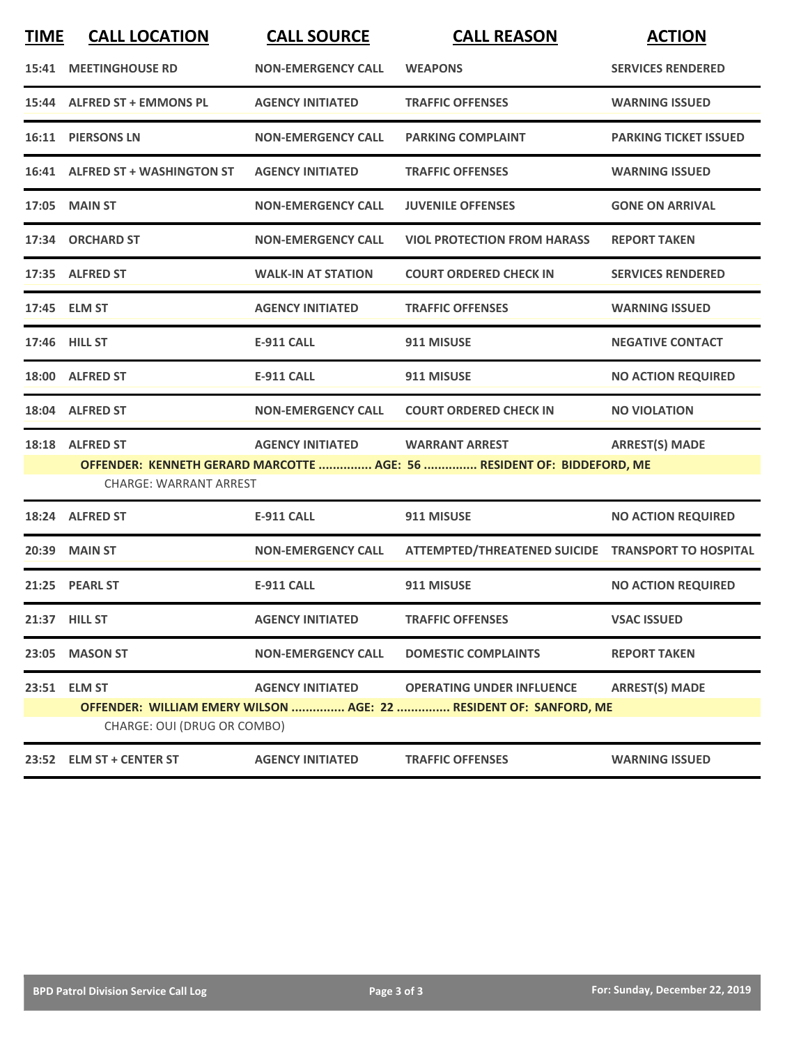| TIME | CALL LOCATION | CALL SOURCE | CALL REASON | ACTION |
|---|---|---|---|---|
| 15:41 | MEETINGHOUSE RD | NON-EMERGENCY CALL | WEAPONS | SERVICES RENDERED |
| 15:44 | ALFRED ST + EMMONS PL | AGENCY INITIATED | TRAFFIC OFFENSES | WARNING ISSUED |
| 16:11 | PIERSONS LN | NON-EMERGENCY CALL | PARKING COMPLAINT | PARKING TICKET ISSUED |
| 16:41 | ALFRED ST + WASHINGTON ST | AGENCY INITIATED | TRAFFIC OFFENSES | WARNING ISSUED |
| 17:05 | MAIN ST | NON-EMERGENCY CALL | JUVENILE OFFENSES | GONE ON ARRIVAL |
| 17:34 | ORCHARD ST | NON-EMERGENCY CALL | VIOL PROTECTION FROM HARASS | REPORT TAKEN |
| 17:35 | ALFRED ST | WALK-IN AT STATION | COURT ORDERED CHECK IN | SERVICES RENDERED |
| 17:45 | ELM ST | AGENCY INITIATED | TRAFFIC OFFENSES | WARNING ISSUED |
| 17:46 | HILL ST | E-911 CALL | 911 MISUSE | NEGATIVE CONTACT |
| 18:00 | ALFRED ST | E-911 CALL | 911 MISUSE | NO ACTION REQUIRED |
| 18:04 | ALFRED ST | NON-EMERGENCY CALL | COURT ORDERED CHECK IN | NO VIOLATION |
| 18:18 | ALFRED ST | AGENCY INITIATED | WARRANT ARREST | ARREST(S) MADE |
| | OFFENDER: KENNETH GERARD MARCOTTE ............... AGE: 56 ............... RESIDENT OF: BIDDEFORD, ME | | | |
| | CHARGE: WARRANT ARREST | | | |
| 18:24 | ALFRED ST | E-911 CALL | 911 MISUSE | NO ACTION REQUIRED |
| 20:39 | MAIN ST | NON-EMERGENCY CALL | ATTEMPTED/THREATENED SUICIDE | TRANSPORT TO HOSPITAL |
| 21:25 | PEARL ST | E-911 CALL | 911 MISUSE | NO ACTION REQUIRED |
| 21:37 | HILL ST | AGENCY INITIATED | TRAFFIC OFFENSES | VSAC ISSUED |
| 23:05 | MASON ST | NON-EMERGENCY CALL | DOMESTIC COMPLAINTS | REPORT TAKEN |
| 23:51 | ELM ST | AGENCY INITIATED | OPERATING UNDER INFLUENCE | ARREST(S) MADE |
| | OFFENDER: WILLIAM EMERY WILSON ............... AGE: 22 ............... RESIDENT OF: SANFORD, ME | | | |
| | CHARGE: OUI (DRUG OR COMBO) | | | |
| 23:52 | ELM ST + CENTER ST | AGENCY INITIATED | TRAFFIC OFFENSES | WARNING ISSUED |